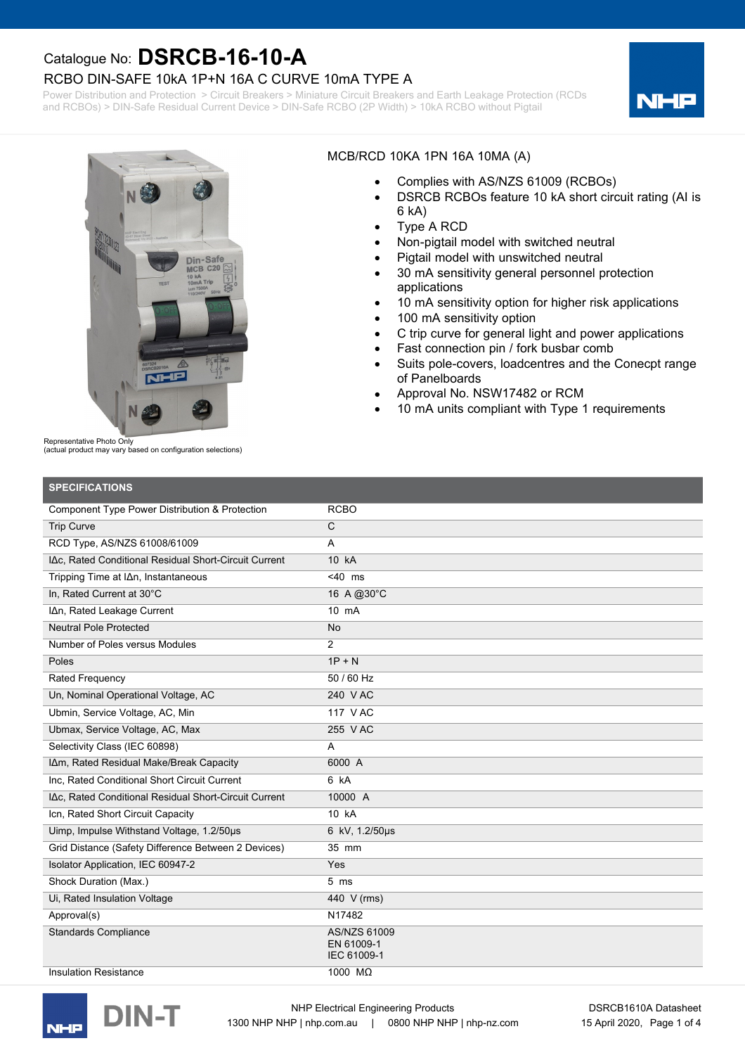Catalogue No: **DSRCB-16-10-A**

## RCBO DIN-SAFE 10kA 1P+N 16A C CURVE 10mA TYPE A

Power Distribution and Protection > Circuit Breakers > Miniature Circuit Breakers and Earth Leakage Protection (RCDs and RCBOs) > DIN-Safe Residual Current Device > DIN-Safe RCBO (2P Width) > 10kA RCBO without Pigtail

Representative Photo Only
(actual product may vary based on configuration selections)

MCB/RCD 10KA 1PN 16A 10MA (A)

- Complies with AS/NZS 61009 (RCBOs)
- DSRCB RCBOs feature 10 kA short circuit rating (AI is 6 kA)
- Type A RCD
- Non-pigtail model with switched neutral
- Pigtail model with unswitched neutral
- 30 mA sensitivity general personnel protection applications
- 10 mA sensitivity option for higher risk applications
- 100 mA sensitivity option
- C trip curve for general light and power applications
- Fast connection pin / fork busbar comb
- Suits pole-covers, loadcentres and the Conecpt range of Panelboards
- Approval No. NSW17482 or RCM
- 10 mA units compliant with Type 1 requirements

## SPECIFICATIONS

| | |
|---|---|
| Component Type Power Distribution & Protection | RCBO |
| Trip Curve | C |
| RCD Type, AS/NZS 61008/61009 | A |
| IΔc, Rated Conditional Residual Short-Circuit Current | 10 kA |
| Tripping Time at IΔn, Instantaneous | <40 ms |
| In, Rated Current at 30°C | 16 A @30°C |
| IΔn, Rated Leakage Current | 10 mA |
| Neutral Pole Protected | No |
| Number of Poles versus Modules | 2 |
| Poles | 1P + N |
| Rated Frequency | 50 / 60 Hz |
| Un, Nominal Operational Voltage, AC | 240 V AC |
| Ubmin, Service Voltage, AC, Min | 117 V AC |
| Ubmax, Service Voltage, AC, Max | 255 V AC |
| Selectivity Class (IEC 60898) | A |
| IΔm, Rated Residual Make/Break Capacity | 6000 A |
| Inc, Rated Conditional Short Circuit Current | 6 kA |
| IΔc, Rated Conditional Residual Short-Circuit Current | 10000 A |
| Icn, Rated Short Circuit Capacity | 10 kA |
| Uimp, Impulse Withstand Voltage, 1.2/50µs | 6 kV, 1.2/50µs |
| Grid Distance (Safety Difference Between 2 Devices) | 35 mm |
| Isolator Application, IEC 60947-2 | Yes |
| Shock Duration (Max.) | 5 ms |
| Ui, Rated Insulation Voltage | 440 V (rms) |
| Approval(s) | N17482 |
| Standards Compliance | AS/NZS 61009<br>EN 61009-1<br>IEC 61009-1 |
| Insulation Resistance | 1000 MΩ |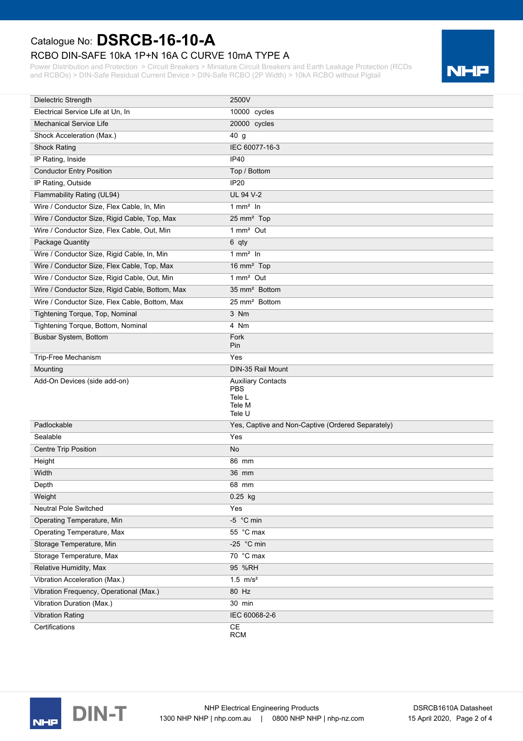Catalogue No: **DSRCB-16-10-A**

RCBO DIN-SAFE 10kA 1P+N 16A C CURVE 10mA TYPE A

Power Distribution and Protection > Circuit Breakers > Miniature Circuit Breakers and Earth Leakage Protection (RCDs and RCBOs) > DIN-Safe Residual Current Device > DIN-Safe RCBO (2P Width) > 10kA RCBO without Pigtail

| | |
|---|---|
| Dielectric Strength | 2500V |
| Electrical Service Life at Un, In | 10000 cycles |
| Mechanical Service Life | 20000 cycles |
| Shock Acceleration (Max.) | 40 g |
| Shock Rating | IEC 60077-16-3 |
| IP Rating, Inside | IP40 |
| Conductor Entry Position | Top / Bottom |
| IP Rating, Outside | IP20 |
| Flammability Rating (UL94) | UL 94 V-2 |
| Wire / Conductor Size, Flex Cable, In, Min | 1 mm² In |
| Wire / Conductor Size, Rigid Cable, Top, Max | 25 mm² Top |
| Wire / Conductor Size, Flex Cable, Out, Min | 1 mm² Out |
| Package Quantity | 6 qty |
| Wire / Conductor Size, Rigid Cable, In, Min | 1 mm² In |
| Wire / Conductor Size, Flex Cable, Top, Max | 16 mm² Top |
| Wire / Conductor Size, Rigid Cable, Out, Min | 1 mm² Out |
| Wire / Conductor Size, Rigid Cable, Bottom, Max | 35 mm² Bottom |
| Wire / Conductor Size, Flex Cable, Bottom, Max | 25 mm² Bottom |
| Tightening Torque, Top, Nominal | 3 Nm |
| Tightening Torque, Bottom, Nominal | 4 Nm |
| Busbar System, Bottom | Fork<br>Pin |
| Trip-Free Mechanism | Yes |
| Mounting | DIN-35 Rail Mount |
| Add-On Devices (side add-on) | Auxiliary Contacts<br>PBS<br>Tele L<br>Tele M<br>Tele U |
| Padlockable | Yes, Captive and Non-Captive (Ordered Separately) |
| Sealable | Yes |
| Centre Trip Position | No |
| Height | 86 mm |
| Width | 36 mm |
| Depth | 68 mm |
| Weight | 0.25 kg |
| Neutral Pole Switched | Yes |
| Operating Temperature, Min | -5 °C min |
| Operating Temperature, Max | 55 °C max |
| Storage Temperature, Min | -25 °C min |
| Storage Temperature, Max | 70 °C max |
| Relative Humidity, Max | 95 %RH |
| Vibration Acceleration (Max.) | 1.5 m/s² |
| Vibration Frequency, Operational (Max.) | 80 Hz |
| Vibration Duration (Max.) | 30 min |
| Vibration Rating | IEC 60068-2-6 |
| Certifications | CE<br>RCM |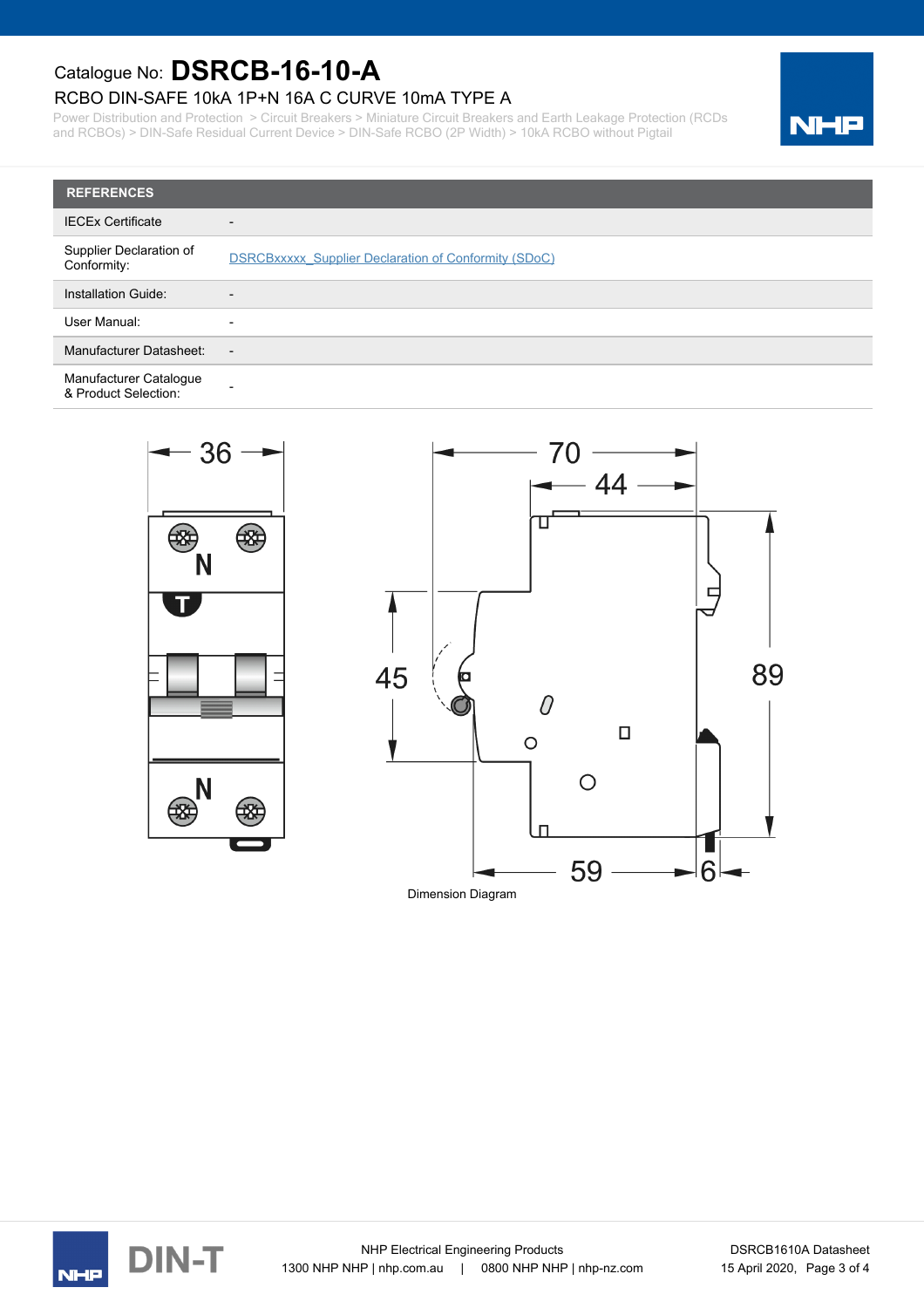Catalogue No: **DSRCB-16-10-A**

RCBO DIN-SAFE 10kA 1P+N 16A C CURVE 10mA TYPE A

Power Distribution and Protection > Circuit Breakers > Miniature Circuit Breakers and Earth Leakage Protection (RCDs and RCBOs) > DIN-Safe Residual Current Device > DIN-Safe RCBO (2P Width) > 10kA RCBO without Pigtail

| REFERENCES | |
|---|---|
| IECEx Certificate | - |
| Supplier Declaration of Conformity: | DSRCBxxxxx_Supplier Declaration of Conformity (SDoC) |
| Installation Guide: | - |
| User Manual: | - |
| Manufacturer Datasheet: | - |
| Manufacturer Catalogue & Product Selection: | - |

Dimension Diagram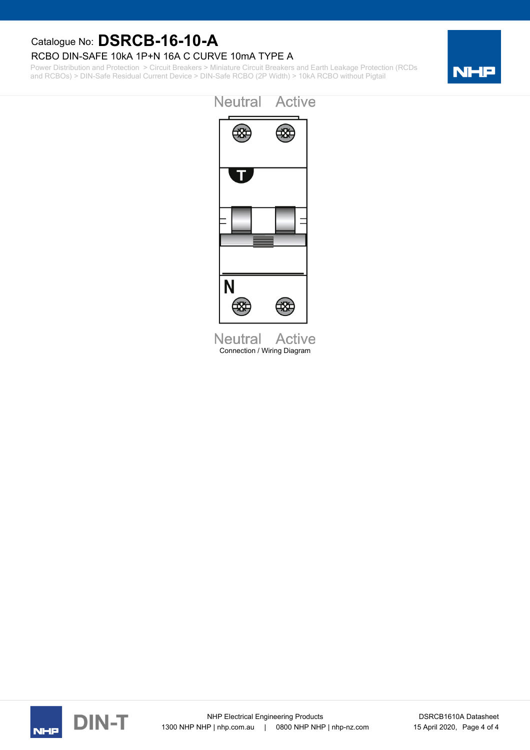Catalogue No: **DSRCB-16-10-A**

RCBO DIN-SAFE 10kA 1P+N 16A C CURVE 10mA TYPE A

Power Distribution and Protection > Circuit Breakers > Miniature Circuit Breakers and Earth Leakage Protection (RCDs and RCBOs) > DIN-Safe Residual Current Device > DIN-Safe RCBO (2P Width) > 10kA RCBO without Pigtail

Neutral Active

T

N

Neutral Active

Connection / Wiring Diagram